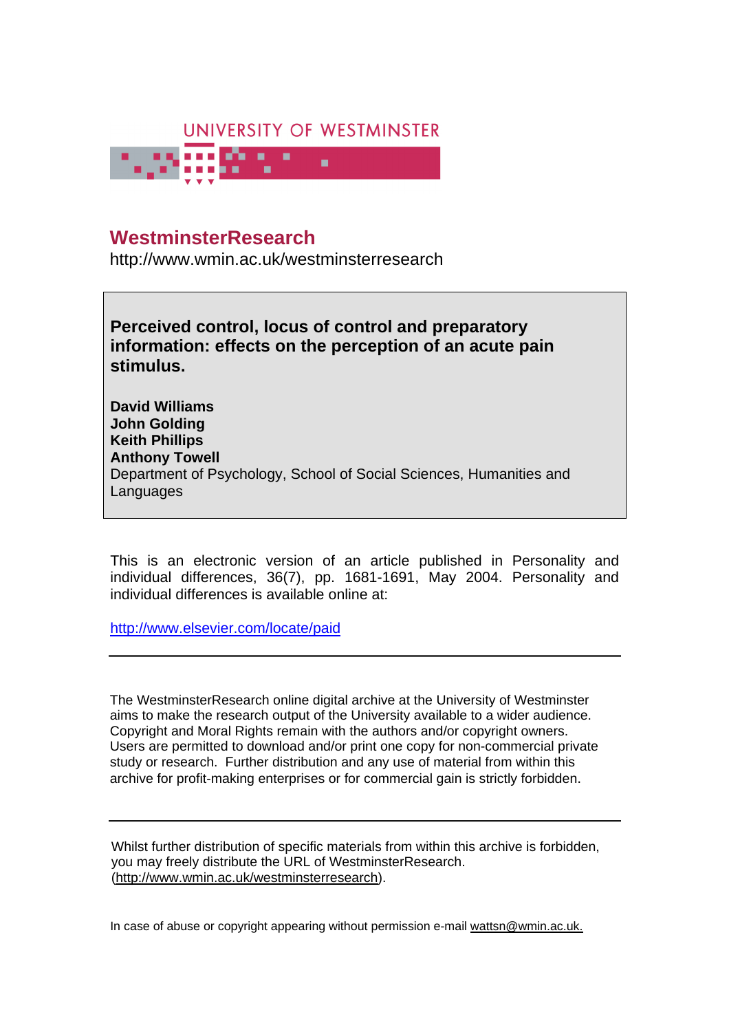UNIVERSITY OF WESTMINSTER

# WestminsterResearch

http://www.wmin.ac.uk/westminsterresearch

**Perceived control, locus of control and preparatory information: effects on the perception of an acute pain stimulus.**

**David Williams**
**John Golding**
**Keith Phillips**
**Anthony Towell**

Department of Psychology, School of Social Sciences, Humanities and Languages

This is an electronic version of an article published in Personality and individual differences, 36(7), pp. 1681-1691, May 2004. Personality and individual differences is available online at:

http://www.elsevier.com/locate/paid

---

The WestminsterResearch online digital archive at the University of Westminster aims to make the research output of the University available to a wider audience. Copyright and Moral Rights remain with the authors and/or copyright owners. Users are permitted to download and/or print one copy for non-commercial private study or research. Further distribution and any use of material from within this archive for profit-making enterprises or for commercial gain is strictly forbidden.

---

Whilst further distribution of specific materials from within this archive is forbidden, you may freely distribute the URL of WestminsterResearch. (http://www.wmin.ac.uk/westminsterresearch).

In case of abuse or copyright appearing without permission e-mail wattsn@wmin.ac.uk.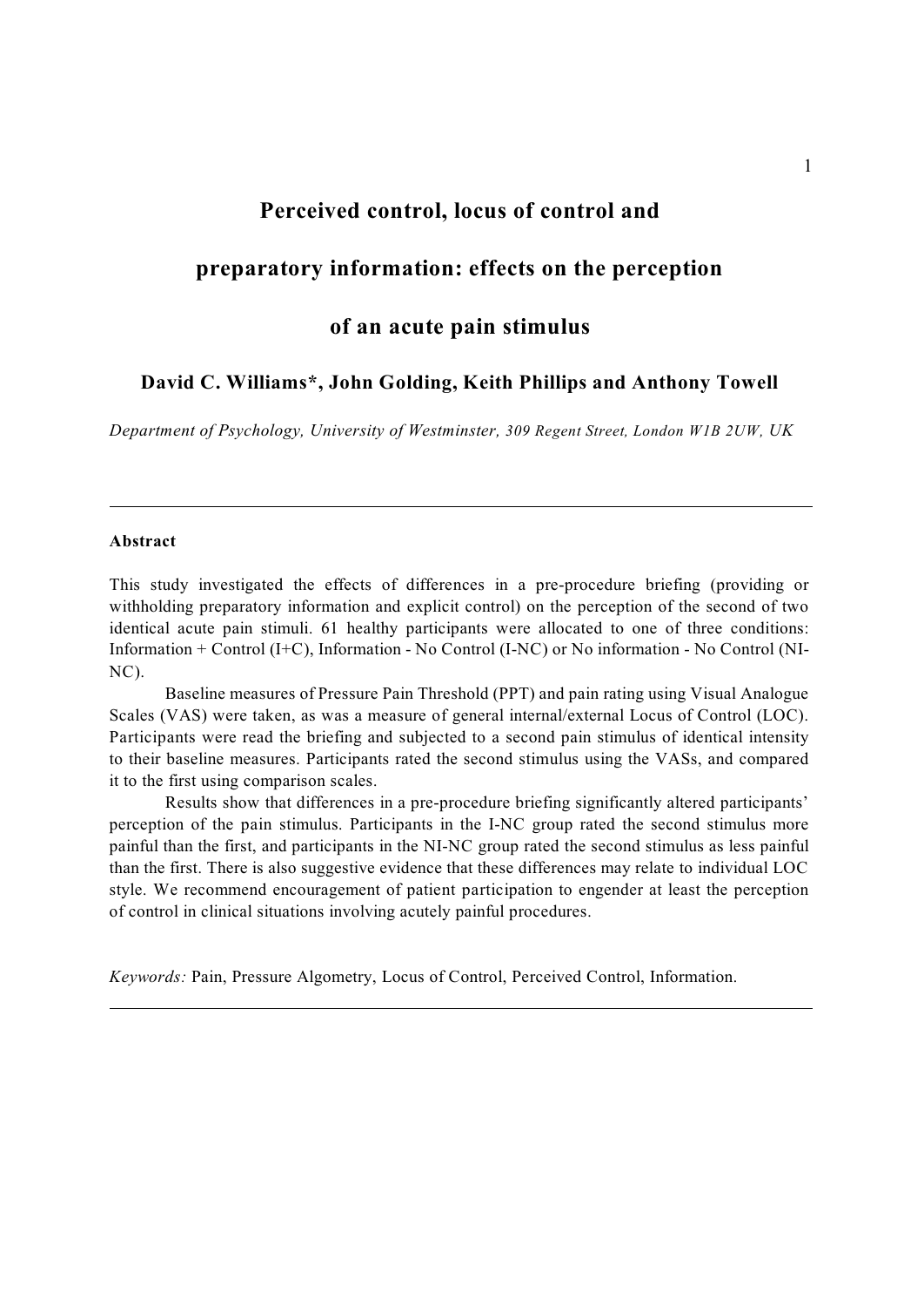# Perceived control, locus of control and preparatory information: effects on the perception of an acute pain stimulus

**David C. Williams*, John Golding, Keith Phillips and Anthony Towell**

*Department of Psychology, University of Westminster, 309 Regent Street, London W1B 2UW, UK*

---

**Abstract**

This study investigated the effects of differences in a pre-procedure briefing (providing or withholding preparatory information and explicit control) on the perception of the second of two identical acute pain stimuli. 61 healthy participants were allocated to one of three conditions: Information + Control (I+C), Information - No Control (I-NC) or No information - No Control (NI-NC).

Baseline measures of Pressure Pain Threshold (PPT) and pain rating using Visual Analogue Scales (VAS) were taken, as was a measure of general internal/external Locus of Control (LOC). Participants were read the briefing and subjected to a second pain stimulus of identical intensity to their baseline measures. Participants rated the second stimulus using the VASs, and compared it to the first using comparison scales.

Results show that differences in a pre-procedure briefing significantly altered participants' perception of the pain stimulus. Participants in the I-NC group rated the second stimulus more painful than the first, and participants in the NI-NC group rated the second stimulus as less painful than the first. There is also suggestive evidence that these differences may relate to individual LOC style. We recommend encouragement of patient participation to engender at least the perception of control in clinical situations involving acutely painful procedures.

*Keywords:* Pain, Pressure Algometry, Locus of Control, Perceived Control, Information.

---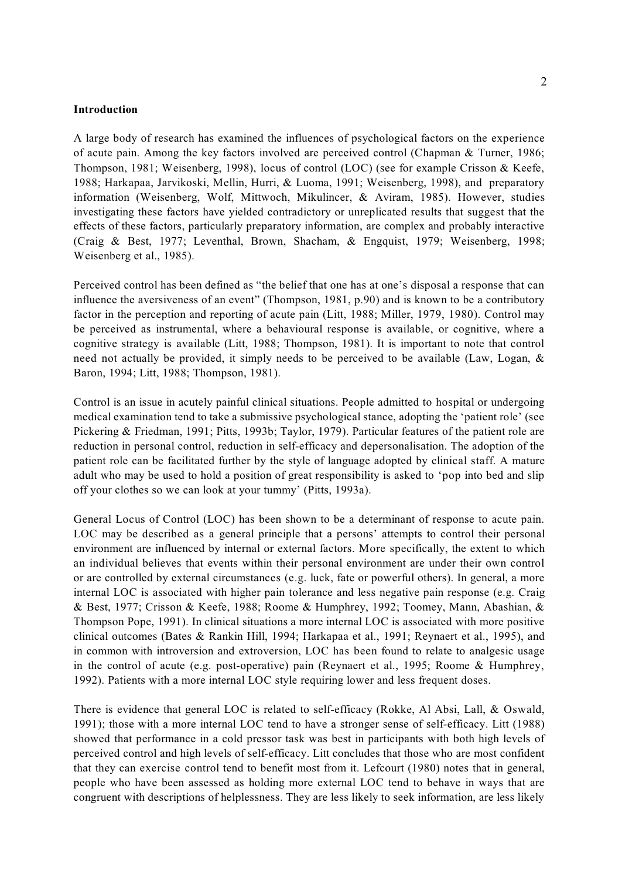**Introduction**

A large body of research has examined the influences of psychological factors on the experience of acute pain. Among the key factors involved are perceived control (Chapman & Turner, 1986; Thompson, 1981; Weisenberg, 1998), locus of control (LOC) (see for example Crisson & Keefe, 1988; Harkapaa, Jarvikoski, Mellin, Hurri, & Luoma, 1991; Weisenberg, 1998), and preparatory information (Weisenberg, Wolf, Mittwoch, Mikulincer, & Aviram, 1985). However, studies investigating these factors have yielded contradictory or unreplicated results that suggest that the effects of these factors, particularly preparatory information, are complex and probably interactive (Craig & Best, 1977; Leventhal, Brown, Shacham, & Engquist, 1979; Weisenberg, 1998; Weisenberg et al., 1985).

Perceived control has been defined as "the belief that one has at one's disposal a response that can influence the aversiveness of an event" (Thompson, 1981, p.90) and is known to be a contributory factor in the perception and reporting of acute pain (Litt, 1988; Miller, 1979, 1980). Control may be perceived as instrumental, where a behavioural response is available, or cognitive, where a cognitive strategy is available (Litt, 1988; Thompson, 1981). It is important to note that control need not actually be provided, it simply needs to be perceived to be available (Law, Logan, & Baron, 1994; Litt, 1988; Thompson, 1981).

Control is an issue in acutely painful clinical situations. People admitted to hospital or undergoing medical examination tend to take a submissive psychological stance, adopting the 'patient role' (see Pickering & Friedman, 1991; Pitts, 1993b; Taylor, 1979). Particular features of the patient role are reduction in personal control, reduction in self-efficacy and depersonalisation. The adoption of the patient role can be facilitated further by the style of language adopted by clinical staff. A mature adult who may be used to hold a position of great responsibility is asked to 'pop into bed and slip off your clothes so we can look at your tummy' (Pitts, 1993a).

General Locus of Control (LOC) has been shown to be a determinant of response to acute pain. LOC may be described as a general principle that a persons' attempts to control their personal environment are influenced by internal or external factors. More specifically, the extent to which an individual believes that events within their personal environment are under their own control or are controlled by external circumstances (e.g. luck, fate or powerful others). In general, a more internal LOC is associated with higher pain tolerance and less negative pain response (e.g. Craig & Best, 1977; Crisson & Keefe, 1988; Roome & Humphrey, 1992; Toomey, Mann, Abashian, & Thompson Pope, 1991). In clinical situations a more internal LOC is associated with more positive clinical outcomes (Bates & Rankin Hill, 1994; Harkapaa et al., 1991; Reynaert et al., 1995), and in common with introversion and extroversion, LOC has been found to relate to analgesic usage in the control of acute (e.g. post-operative) pain (Reynaert et al., 1995; Roome & Humphrey, 1992). Patients with a more internal LOC style requiring lower and less frequent doses.

There is evidence that general LOC is related to self-efficacy (Rokke, Al Absi, Lall, & Oswald, 1991); those with a more internal LOC tend to have a stronger sense of self-efficacy. Litt (1988) showed that performance in a cold pressor task was best in participants with both high levels of perceived control and high levels of self-efficacy. Litt concludes that those who are most confident that they can exercise control tend to benefit most from it. Lefcourt (1980) notes that in general, people who have been assessed as holding more external LOC tend to behave in ways that are congruent with descriptions of helplessness. They are less likely to seek information, are less likely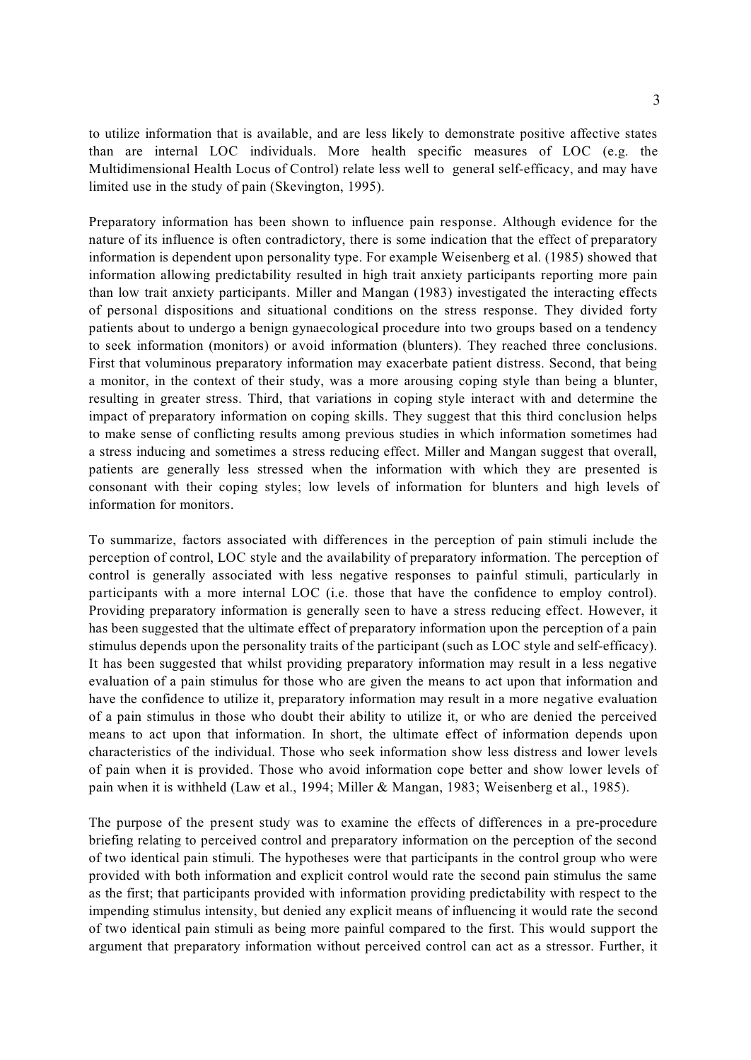to utilize information that is available, and are less likely to demonstrate positive affective states than are internal LOC individuals. More health specific measures of LOC (e.g. the Multidimensional Health Locus of Control) relate less well to general self-efficacy, and may have limited use in the study of pain (Skevington, 1995).

Preparatory information has been shown to influence pain response. Although evidence for the nature of its influence is often contradictory, there is some indication that the effect of preparatory information is dependent upon personality type. For example Weisenberg et al. (1985) showed that information allowing predictability resulted in high trait anxiety participants reporting more pain than low trait anxiety participants. Miller and Mangan (1983) investigated the interacting effects of personal dispositions and situational conditions on the stress response. They divided forty patients about to undergo a benign gynaecological procedure into two groups based on a tendency to seek information (monitors) or avoid information (blunters). They reached three conclusions. First that voluminous preparatory information may exacerbate patient distress. Second, that being a monitor, in the context of their study, was a more arousing coping style than being a blunter, resulting in greater stress. Third, that variations in coping style interact with and determine the impact of preparatory information on coping skills. They suggest that this third conclusion helps to make sense of conflicting results among previous studies in which information sometimes had a stress inducing and sometimes a stress reducing effect. Miller and Mangan suggest that overall, patients are generally less stressed when the information with which they are presented is consonant with their coping styles; low levels of information for blunters and high levels of information for monitors.

To summarize, factors associated with differences in the perception of pain stimuli include the perception of control, LOC style and the availability of preparatory information. The perception of control is generally associated with less negative responses to painful stimuli, particularly in participants with a more internal LOC (i.e. those that have the confidence to employ control). Providing preparatory information is generally seen to have a stress reducing effect. However, it has been suggested that the ultimate effect of preparatory information upon the perception of a pain stimulus depends upon the personality traits of the participant (such as LOC style and self-efficacy). It has been suggested that whilst providing preparatory information may result in a less negative evaluation of a pain stimulus for those who are given the means to act upon that information and have the confidence to utilize it, preparatory information may result in a more negative evaluation of a pain stimulus in those who doubt their ability to utilize it, or who are denied the perceived means to act upon that information. In short, the ultimate effect of information depends upon characteristics of the individual. Those who seek information show less distress and lower levels of pain when it is provided. Those who avoid information cope better and show lower levels of pain when it is withheld (Law et al., 1994; Miller & Mangan, 1983; Weisenberg et al., 1985).

The purpose of the present study was to examine the effects of differences in a pre-procedure briefing relating to perceived control and preparatory information on the perception of the second of two identical pain stimuli. The hypotheses were that participants in the control group who were provided with both information and explicit control would rate the second pain stimulus the same as the first; that participants provided with information providing predictability with respect to the impending stimulus intensity, but denied any explicit means of influencing it would rate the second of two identical pain stimuli as being more painful compared to the first. This would support the argument that preparatory information without perceived control can act as a stressor. Further, it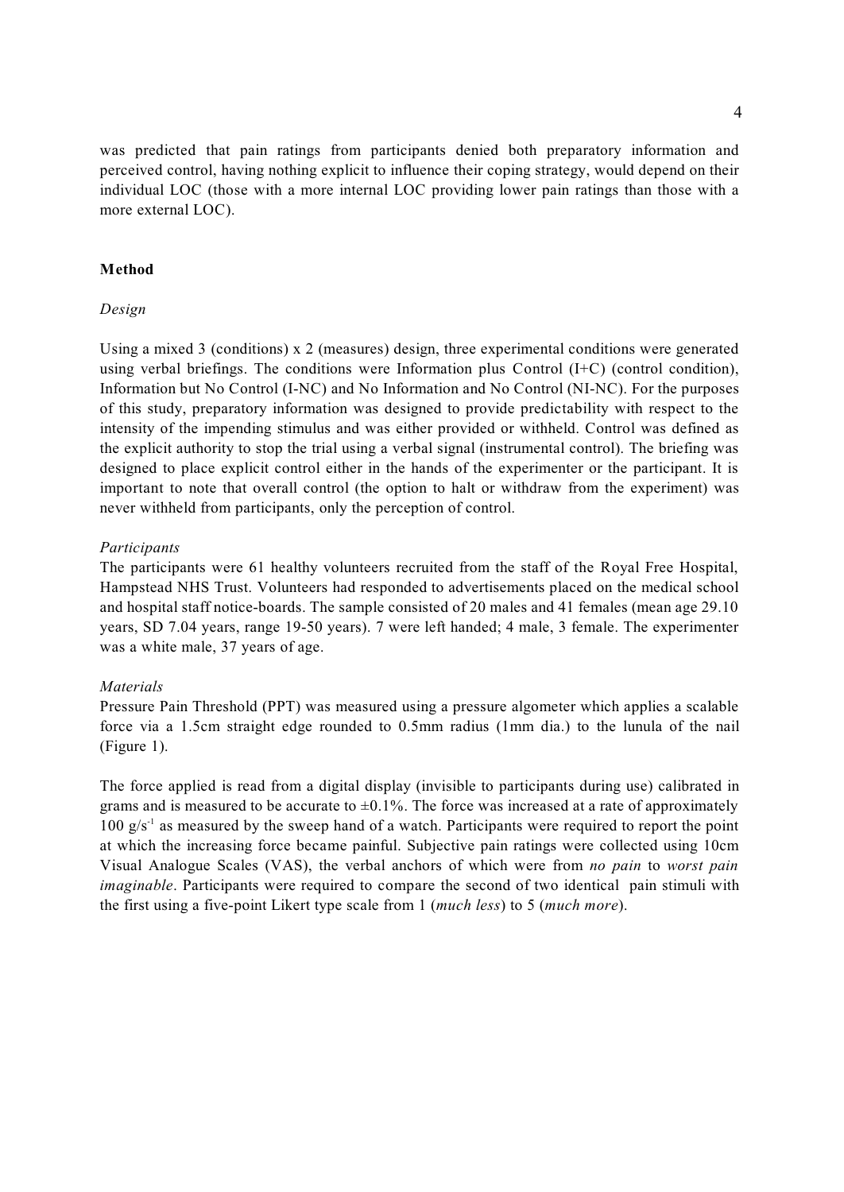was predicted that pain ratings from participants denied both preparatory information and perceived control, having nothing explicit to influence their coping strategy, would depend on their individual LOC (those with a more internal LOC providing lower pain ratings than those with a more external LOC).

## Method

### *Design*

Using a mixed 3 (conditions) x 2 (measures) design, three experimental conditions were generated using verbal briefings. The conditions were Information plus Control (I+C) (control condition), Information but No Control (I-NC) and No Information and No Control (NI-NC). For the purposes of this study, preparatory information was designed to provide predictability with respect to the intensity of the impending stimulus and was either provided or withheld. Control was defined as the explicit authority to stop the trial using a verbal signal (instrumental control). The briefing was designed to place explicit control either in the hands of the experimenter or the participant. It is important to note that overall control (the option to halt or withdraw from the experiment) was never withheld from participants, only the perception of control.

### *Participants*

The participants were 61 healthy volunteers recruited from the staff of the Royal Free Hospital, Hampstead NHS Trust. Volunteers had responded to advertisements placed on the medical school and hospital staff notice-boards. The sample consisted of 20 males and 41 females (mean age 29.10 years, SD 7.04 years, range 19-50 years). 7 were left handed; 4 male, 3 female. The experimenter was a white male, 37 years of age.

### *Materials*

Pressure Pain Threshold (PPT) was measured using a pressure algometer which applies a scalable force via a 1.5cm straight edge rounded to 0.5mm radius (1mm dia.) to the lunula of the nail (Figure 1).

The force applied is read from a digital display (invisible to participants during use) calibrated in grams and is measured to be accurate to $\pm 0.1\%$. The force was increased at a rate of approximately 100 $g/s^{-1}$ as measured by the sweep hand of a watch. Participants were required to report the point at which the increasing force became painful. Subjective pain ratings were collected using 10cm Visual Analogue Scales (VAS), the verbal anchors of which were from *no pain* to *worst pain imaginable*. Participants were required to compare the second of two identical pain stimuli with the first using a five-point Likert type scale from 1 (*much less*) to 5 (*much more*).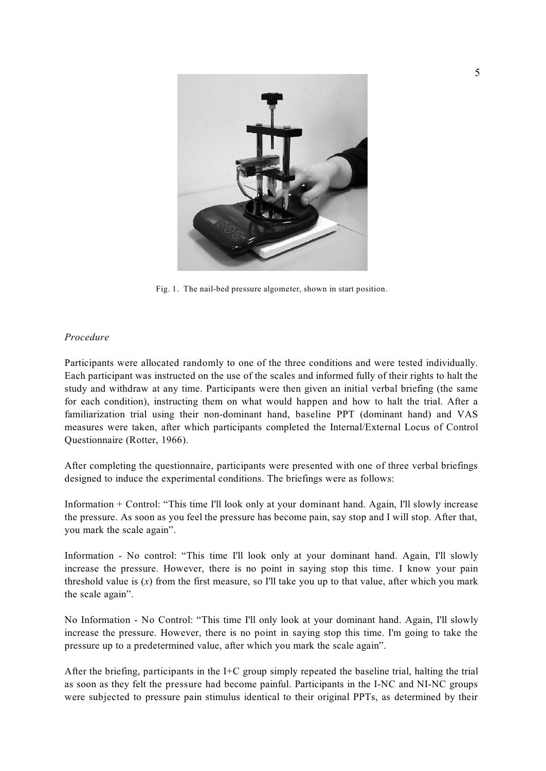Fig. 1. The nail-bed pressure algometer, shown in start position.

*Procedure*

Participants were allocated randomly to one of the three conditions and were tested individually. Each participant was instructed on the use of the scales and informed fully of their rights to halt the study and withdraw at any time. Participants were then given an initial verbal briefing (the same for each condition), instructing them on what would happen and how to halt the trial. After a familiarization trial using their non-dominant hand, baseline PPT (dominant hand) and VAS measures were taken, after which participants completed the Internal/External Locus of Control Questionnaire (Rotter, 1966).

After completing the questionnaire, participants were presented with one of three verbal briefings designed to induce the experimental conditions. The briefings were as follows:

Information + Control: "This time I'll look only at your dominant hand. Again, I'll slowly increase the pressure. As soon as you feel the pressure has become pain, say stop and I will stop. After that, you mark the scale again".

Information - No control: "This time I'll look only at your dominant hand. Again, I'll slowly increase the pressure. However, there is no point in saying stop this time. I know your pain threshold value is (*x*) from the first measure, so I'll take you up to that value, after which you mark the scale again".

No Information - No Control: "This time I'll only look at your dominant hand. Again, I'll slowly increase the pressure. However, there is no point in saying stop this time. I'm going to take the pressure up to a predetermined value, after which you mark the scale again".

After the briefing, participants in the I+C group simply repeated the baseline trial, halting the trial as soon as they felt the pressure had become painful. Participants in the I-NC and NI-NC groups were subjected to pressure pain stimulus identical to their original PPTs, as determined by their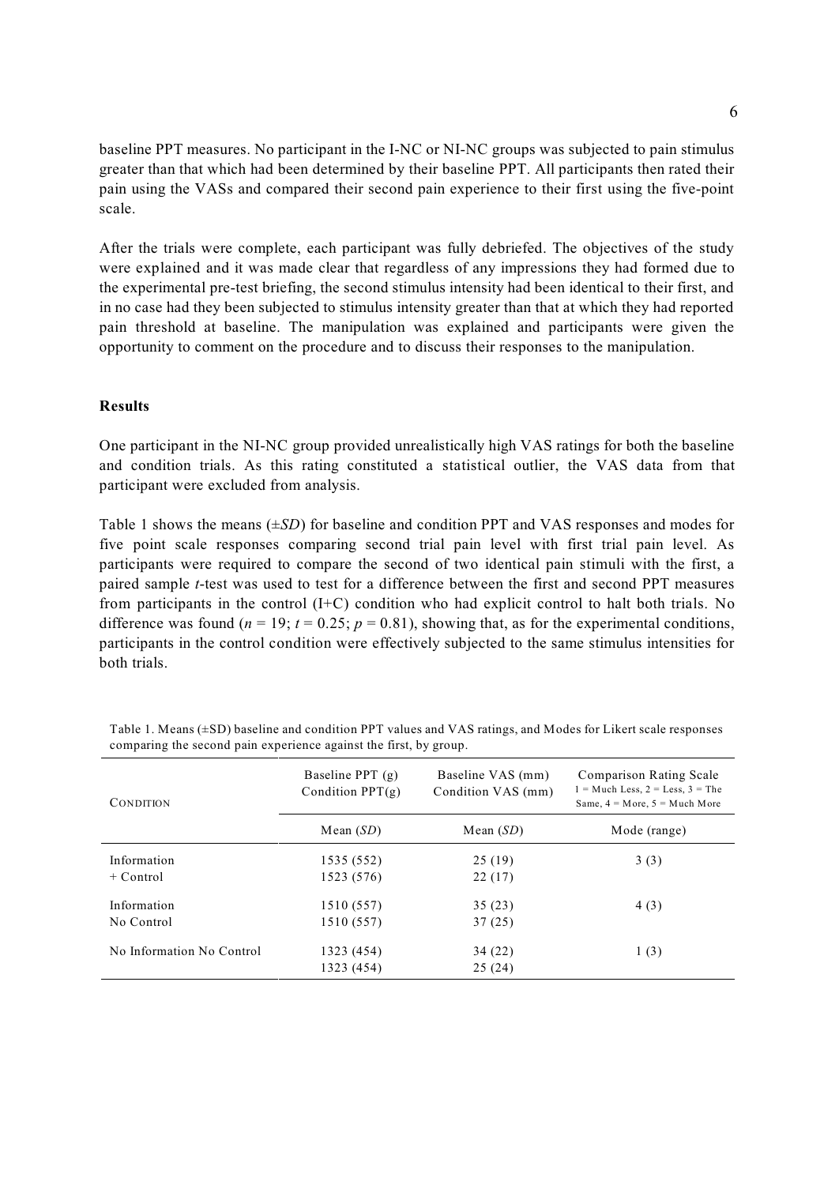baseline PPT measures. No participant in the I-NC or NI-NC groups was subjected to pain stimulus greater than that which had been determined by their baseline PPT. All participants then rated their pain using the VASs and compared their second pain experience to their first using the five-point scale.

After the trials were complete, each participant was fully debriefed. The objectives of the study were explained and it was made clear that regardless of any impressions they had formed due to the experimental pre-test briefing, the second stimulus intensity had been identical to their first, and in no case had they been subjected to stimulus intensity greater than that at which they had reported pain threshold at baseline. The manipulation was explained and participants were given the opportunity to comment on the procedure and to discuss their responses to the manipulation.

## Results

One participant in the NI-NC group provided unrealistically high VAS ratings for both the baseline and condition trials. As this rating constituted a statistical outlier, the VAS data from that participant were excluded from analysis.

Table 1 shows the means (±*SD*) for baseline and condition PPT and VAS responses and modes for five point scale responses comparing second trial pain level with first trial pain level. As participants were required to compare the second of two identical pain stimuli with the first, a paired sample *t*-test was used to test for a difference between the first and second PPT measures from participants in the control (I+C) condition who had explicit control to halt both trials. No difference was found ($n = 19$; $t = 0.25$; $p = 0.81$), showing that, as for the experimental conditions, participants in the control condition were effectively subjected to the same stimulus intensities for both trials.

Table 1. Means (±SD) baseline and condition PPT values and VAS ratings, and Modes for Likert scale responses comparing the second pain experience against the first, by group.

| CONDITION | Baseline PPT (g)<br>Condition PPT(g) | Baseline VAS (mm)<br>Condition VAS (mm) | Comparison Rating Scale<br>1 = Much Less, 2 = Less, 3 = The Same, 4 = More, 5 = Much More |
|---|---|---|---|
| | Mean (*SD*) | Mean (*SD*) | Mode (range) |
| Information<br>+ Control | 1535 (552)<br>1523 (576) | 25 (19)<br>22 (17) | 3 (3) |
| Information<br>No Control | 1510 (557)<br>1510 (557) | 35 (23)<br>37 (25) | 4 (3) |
| No Information No Control | 1323 (454)<br>1323 (454) | 34 (22)<br>25 (24) | 1 (3) |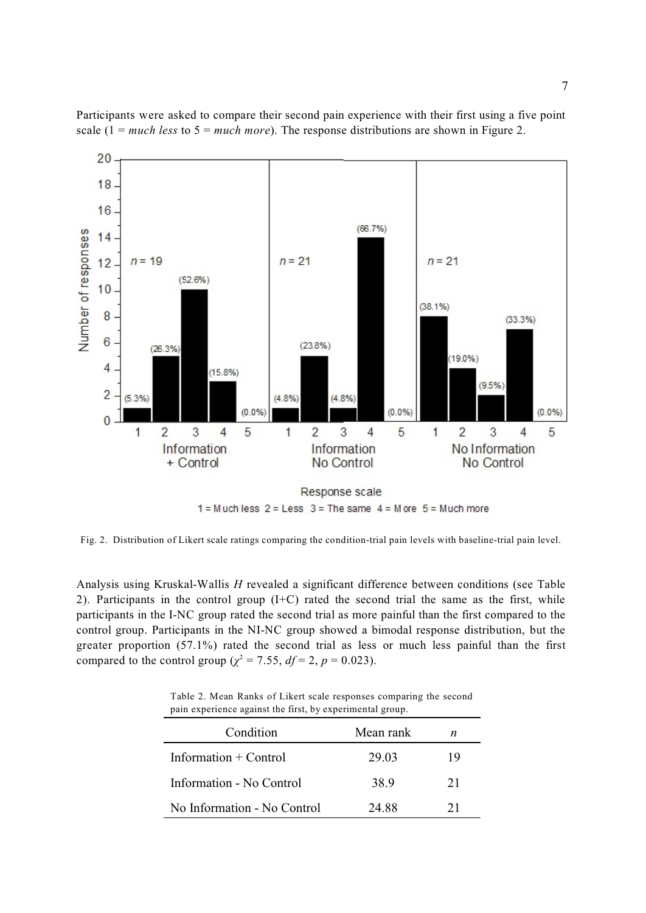Participants were asked to compare their second pain experience with their first using a five point scale (1 = *much less* to 5 = *much more*). The response distributions are shown in Figure 2.

Fig. 2. Distribution of Likert scale ratings comparing the condition-trial pain levels with baseline-trial pain level.

Analysis using Kruskal-Wallis *H* revealed a significant difference between conditions (see Table 2). Participants in the control group (I+C) rated the second trial the same as the first, while participants in the I-NC group rated the second trial as more painful than the first compared to the control group. Participants in the NI-NC group showed a bimodal response distribution, but the greater proportion (57.1%) rated the second trial as less or much less painful than the first compared to the control group ($\chi^2 = 7.55$, $df = 2$, $p = 0.023$).

Table 2. Mean Ranks of Likert scale responses comparing the second pain experience against the first, by experimental group.

| Condition | Mean rank | *n* |
|---|---|---|
| Information + Control | 29.03 | 19 |
| Information - No Control | 38.9 | 21 |
| No Information - No Control | 24.88 | 21 |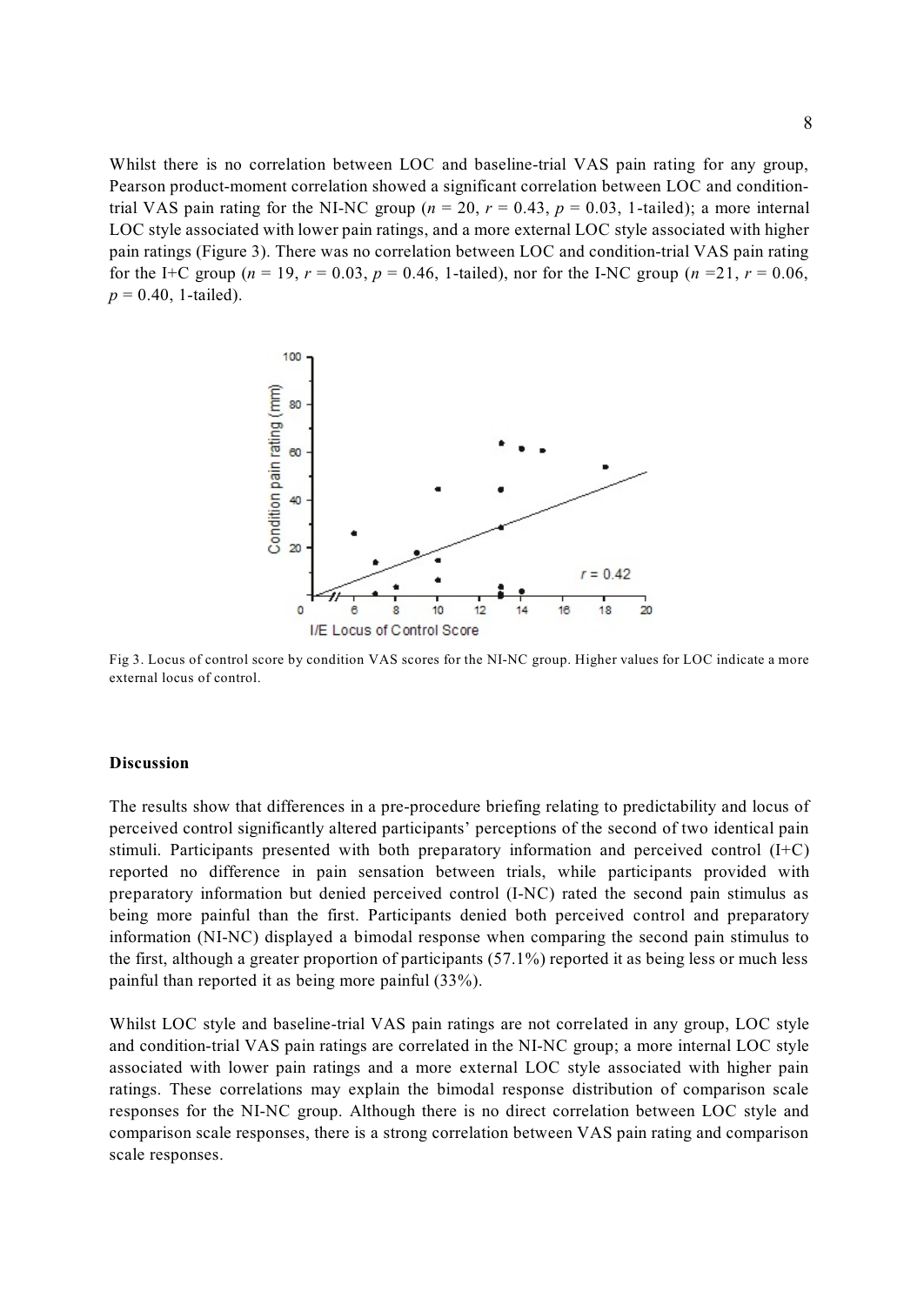Whilst there is no correlation between LOC and baseline-trial VAS pain rating for any group, Pearson product-moment correlation showed a significant correlation between LOC and condition-trial VAS pain rating for the NI-NC group ($n$ = 20, $r$ = 0.43, $p$ = 0.03, 1-tailed); a more internal LOC style associated with lower pain ratings, and a more external LOC style associated with higher pain ratings (Figure 3). There was no correlation between LOC and condition-trial VAS pain rating for the I+C group ($n$ = 19, $r$ = 0.03, $p$ = 0.46, 1-tailed), nor for the I-NC group ($n$ =21, $r$ = 0.06, $p$ = 0.40, 1-tailed).

Fig 3. Locus of control score by condition VAS scores for the NI-NC group. Higher values for LOC indicate a more external locus of control.

### Discussion

The results show that differences in a pre-procedure briefing relating to predictability and locus of perceived control significantly altered participants' perceptions of the second of two identical pain stimuli. Participants presented with both preparatory information and perceived control (I+C) reported no difference in pain sensation between trials, while participants provided with preparatory information but denied perceived control (I-NC) rated the second pain stimulus as being more painful than the first. Participants denied both perceived control and preparatory information (NI-NC) displayed a bimodal response when comparing the second pain stimulus to the first, although a greater proportion of participants (57.1%) reported it as being less or much less painful than reported it as being more painful (33%).

Whilst LOC style and baseline-trial VAS pain ratings are not correlated in any group, LOC style and condition-trial VAS pain ratings are correlated in the NI-NC group; a more internal LOC style associated with lower pain ratings and a more external LOC style associated with higher pain ratings. These correlations may explain the bimodal response distribution of comparison scale responses for the NI-NC group. Although there is no direct correlation between LOC style and comparison scale responses, there is a strong correlation between VAS pain rating and comparison scale responses.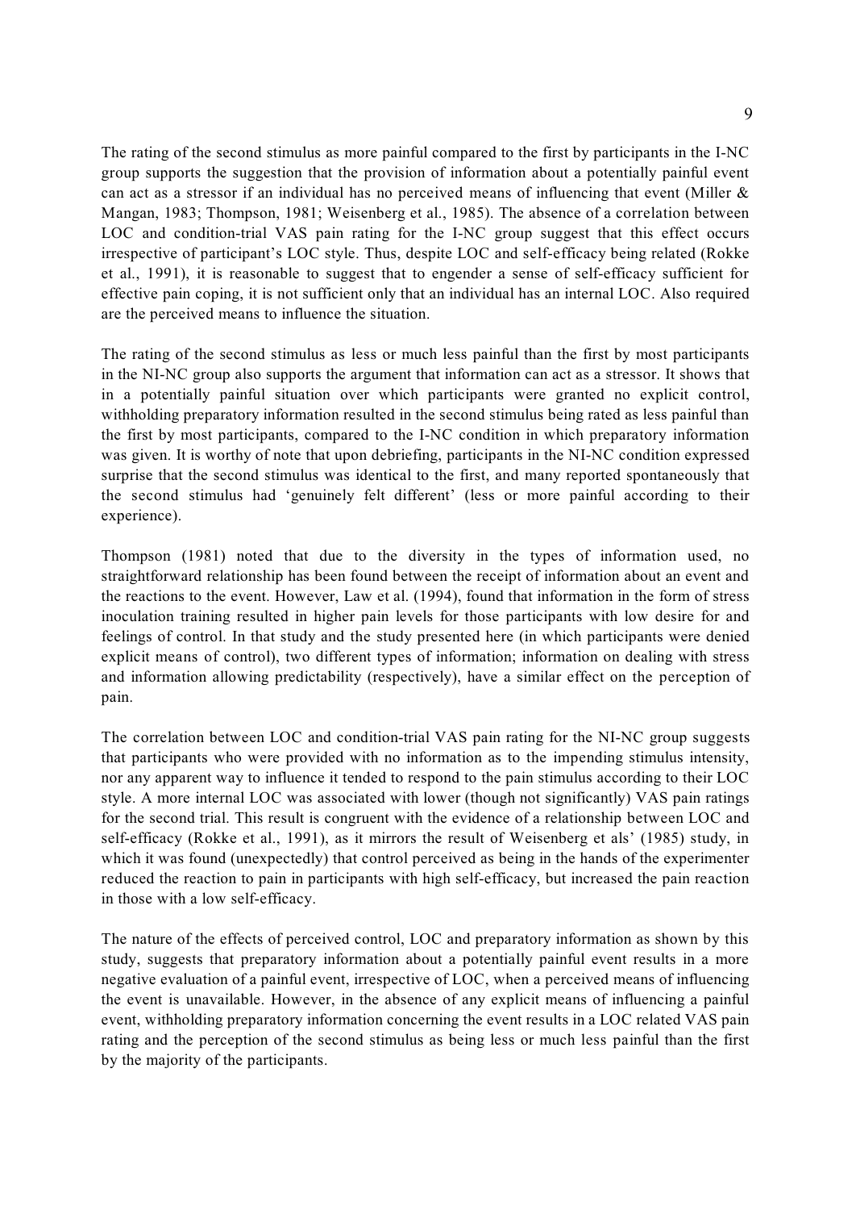The rating of the second stimulus as more painful compared to the first by participants in the I-NC group supports the suggestion that the provision of information about a potentially painful event can act as a stressor if an individual has no perceived means of influencing that event (Miller & Mangan, 1983; Thompson, 1981; Weisenberg et al., 1985). The absence of a correlation between LOC and condition-trial VAS pain rating for the I-NC group suggest that this effect occurs irrespective of participant's LOC style. Thus, despite LOC and self-efficacy being related (Rokke et al., 1991), it is reasonable to suggest that to engender a sense of self-efficacy sufficient for effective pain coping, it is not sufficient only that an individual has an internal LOC. Also required are the perceived means to influence the situation.

The rating of the second stimulus as less or much less painful than the first by most participants in the NI-NC group also supports the argument that information can act as a stressor. It shows that in a potentially painful situation over which participants were granted no explicit control, withholding preparatory information resulted in the second stimulus being rated as less painful than the first by most participants, compared to the I-NC condition in which preparatory information was given. It is worthy of note that upon debriefing, participants in the NI-NC condition expressed surprise that the second stimulus was identical to the first, and many reported spontaneously that the second stimulus had 'genuinely felt different' (less or more painful according to their experience).

Thompson (1981) noted that due to the diversity in the types of information used, no straightforward relationship has been found between the receipt of information about an event and the reactions to the event. However, Law et al. (1994), found that information in the form of stress inoculation training resulted in higher pain levels for those participants with low desire for and feelings of control. In that study and the study presented here (in which participants were denied explicit means of control), two different types of information; information on dealing with stress and information allowing predictability (respectively), have a similar effect on the perception of pain.

The correlation between LOC and condition-trial VAS pain rating for the NI-NC group suggests that participants who were provided with no information as to the impending stimulus intensity, nor any apparent way to influence it tended to respond to the pain stimulus according to their LOC style. A more internal LOC was associated with lower (though not significantly) VAS pain ratings for the second trial. This result is congruent with the evidence of a relationship between LOC and self-efficacy (Rokke et al., 1991), as it mirrors the result of Weisenberg et als' (1985) study, in which it was found (unexpectedly) that control perceived as being in the hands of the experimenter reduced the reaction to pain in participants with high self-efficacy, but increased the pain reaction in those with a low self-efficacy.

The nature of the effects of perceived control, LOC and preparatory information as shown by this study, suggests that preparatory information about a potentially painful event results in a more negative evaluation of a painful event, irrespective of LOC, when a perceived means of influencing the event is unavailable. However, in the absence of any explicit means of influencing a painful event, withholding preparatory information concerning the event results in a LOC related VAS pain rating and the perception of the second stimulus as being less or much less painful than the first by the majority of the participants.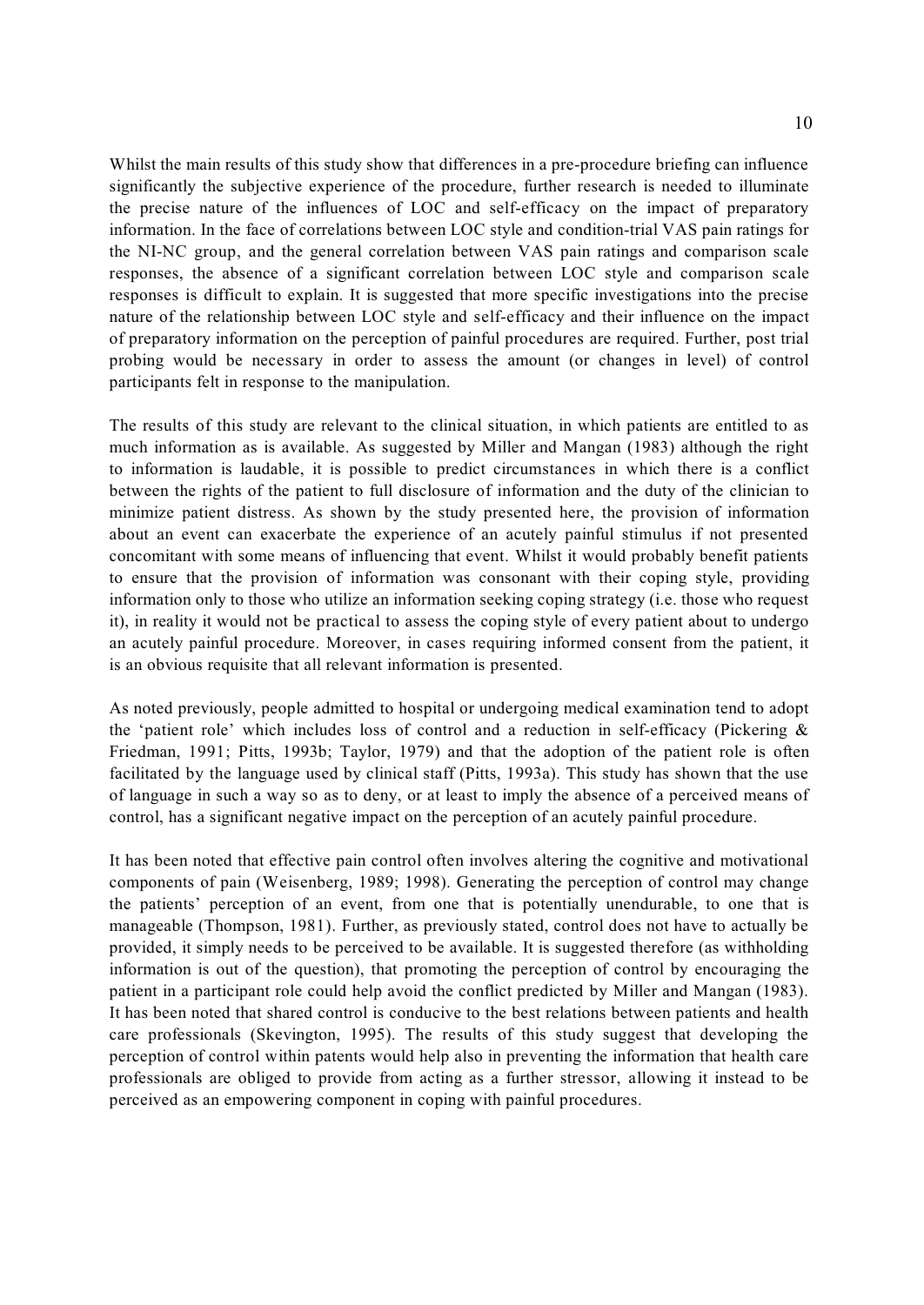Whilst the main results of this study show that differences in a pre-procedure briefing can influence significantly the subjective experience of the procedure, further research is needed to illuminate the precise nature of the influences of LOC and self-efficacy on the impact of preparatory information. In the face of correlations between LOC style and condition-trial VAS pain ratings for the NI-NC group, and the general correlation between VAS pain ratings and comparison scale responses, the absence of a significant correlation between LOC style and comparison scale responses is difficult to explain. It is suggested that more specific investigations into the precise nature of the relationship between LOC style and self-efficacy and their influence on the impact of preparatory information on the perception of painful procedures are required. Further, post trial probing would be necessary in order to assess the amount (or changes in level) of control participants felt in response to the manipulation.

The results of this study are relevant to the clinical situation, in which patients are entitled to as much information as is available. As suggested by Miller and Mangan (1983) although the right to information is laudable, it is possible to predict circumstances in which there is a conflict between the rights of the patient to full disclosure of information and the duty of the clinician to minimize patient distress. As shown by the study presented here, the provision of information about an event can exacerbate the experience of an acutely painful stimulus if not presented concomitant with some means of influencing that event. Whilst it would probably benefit patients to ensure that the provision of information was consonant with their coping style, providing information only to those who utilize an information seeking coping strategy (i.e. those who request it), in reality it would not be practical to assess the coping style of every patient about to undergo an acutely painful procedure. Moreover, in cases requiring informed consent from the patient, it is an obvious requisite that all relevant information is presented.

As noted previously, people admitted to hospital or undergoing medical examination tend to adopt the 'patient role' which includes loss of control and a reduction in self-efficacy (Pickering & Friedman, 1991; Pitts, 1993b; Taylor, 1979) and that the adoption of the patient role is often facilitated by the language used by clinical staff (Pitts, 1993a). This study has shown that the use of language in such a way so as to deny, or at least to imply the absence of a perceived means of control, has a significant negative impact on the perception of an acutely painful procedure.

It has been noted that effective pain control often involves altering the cognitive and motivational components of pain (Weisenberg, 1989; 1998). Generating the perception of control may change the patients' perception of an event, from one that is potentially unendurable, to one that is manageable (Thompson, 1981). Further, as previously stated, control does not have to actually be provided, it simply needs to be perceived to be available. It is suggested therefore (as withholding information is out of the question), that promoting the perception of control by encouraging the patient in a participant role could help avoid the conflict predicted by Miller and Mangan (1983). It has been noted that shared control is conducive to the best relations between patients and health care professionals (Skevington, 1995). The results of this study suggest that developing the perception of control within patents would help also in preventing the information that health care professionals are obliged to provide from acting as a further stressor, allowing it instead to be perceived as an empowering component in coping with painful procedures.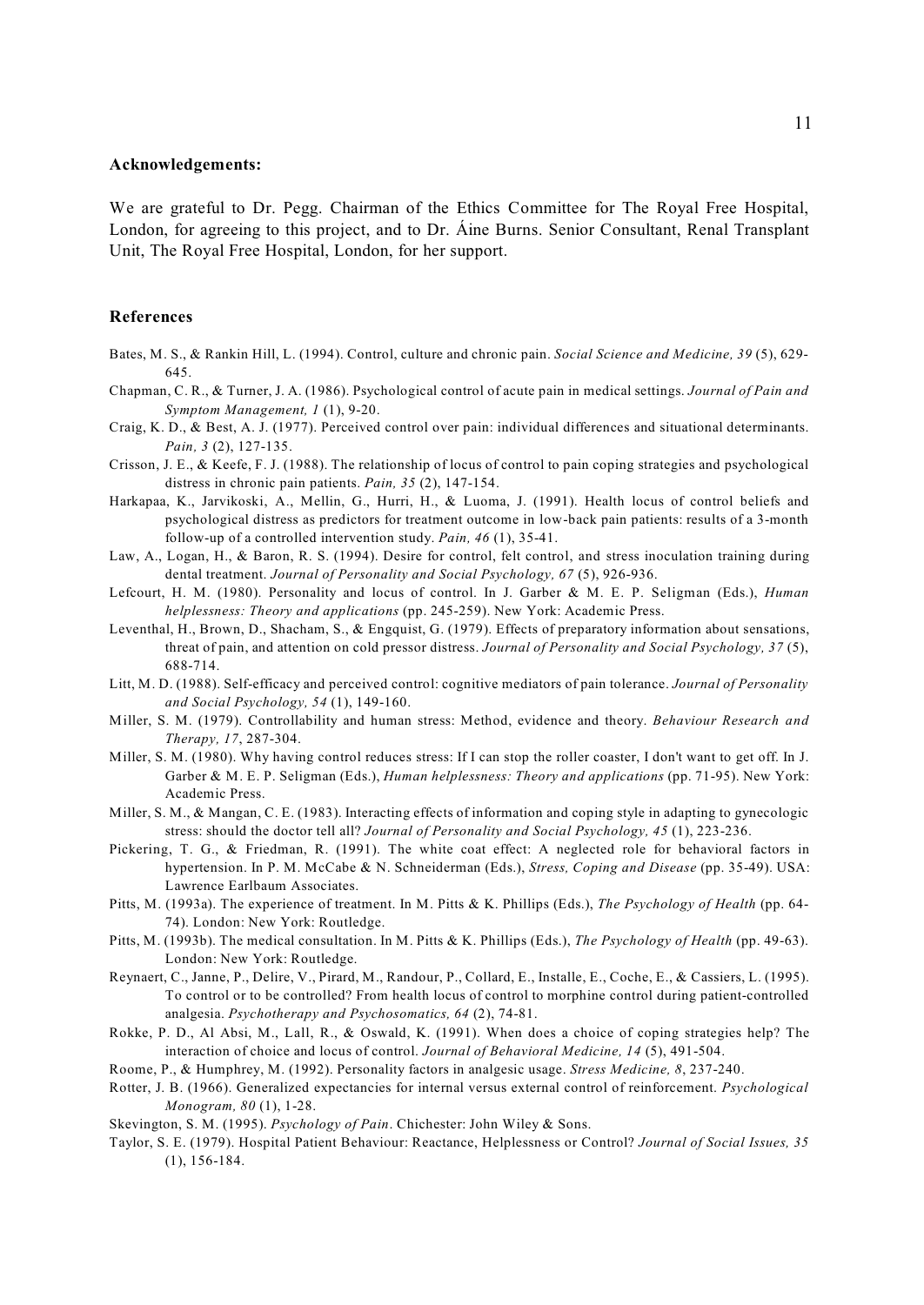**Acknowledgements:**

We are grateful to Dr. Pegg. Chairman of the Ethics Committee for The Royal Free Hospital, London, for agreeing to this project, and to Dr. Áine Burns. Senior Consultant, Renal Transplant Unit, The Royal Free Hospital, London, for her support.

## References

Bates, M. S., & Rankin Hill, L. (1994). Control, culture and chronic pain. *Social Science and Medicine, 39* (5), 629-645.

Chapman, C. R., & Turner, J. A. (1986). Psychological control of acute pain in medical settings. *Journal of Pain and Symptom Management, 1* (1), 9-20.

Craig, K. D., & Best, A. J. (1977). Perceived control over pain: individual differences and situational determinants. *Pain, 3* (2), 127-135.

Crisson, J. E., & Keefe, F. J. (1988). The relationship of locus of control to pain coping strategies and psychological distress in chronic pain patients. *Pain, 35* (2), 147-154.

Harkapaa, K., Jarvikoski, A., Mellin, G., Hurri, H., & Luoma, J. (1991). Health locus of control beliefs and psychological distress as predictors for treatment outcome in low-back pain patients: results of a 3-month follow-up of a controlled intervention study. *Pain, 46* (1), 35-41.

Law, A., Logan, H., & Baron, R. S. (1994). Desire for control, felt control, and stress inoculation training during dental treatment. *Journal of Personality and Social Psychology, 67* (5), 926-936.

Lefcourt, H. M. (1980). Personality and locus of control. In J. Garber & M. E. P. Seligman (Eds.), *Human helplessness: Theory and applications* (pp. 245-259). New York: Academic Press.

Leventhal, H., Brown, D., Shacham, S., & Engquist, G. (1979). Effects of preparatory information about sensations, threat of pain, and attention on cold pressor distress. *Journal of Personality and Social Psychology, 37* (5), 688-714.

Litt, M. D. (1988). Self-efficacy and perceived control: cognitive mediators of pain tolerance. *Journal of Personality and Social Psychology, 54* (1), 149-160.

Miller, S. M. (1979). Controllability and human stress: Method, evidence and theory. *Behaviour Research and Therapy, 17*, 287-304.

Miller, S. M. (1980). Why having control reduces stress: If I can stop the roller coaster, I don't want to get off. In J. Garber & M. E. P. Seligman (Eds.), *Human helplessness: Theory and applications* (pp. 71-95). New York: Academic Press.

Miller, S. M., & Mangan, C. E. (1983). Interacting effects of information and coping style in adapting to gynecologic stress: should the doctor tell all? *Journal of Personality and Social Psychology, 45* (1), 223-236.

Pickering, T. G., & Friedman, R. (1991). The white coat effect: A neglected role for behavioral factors in hypertension. In P. M. McCabe & N. Schneiderman (Eds.), *Stress, Coping and Disease* (pp. 35-49). USA: Lawrence Earlbaum Associates.

Pitts, M. (1993a). The experience of treatment. In M. Pitts & K. Phillips (Eds.), *The Psychology of Health* (pp. 64-74). London: New York: Routledge.

Pitts, M. (1993b). The medical consultation. In M. Pitts & K. Phillips (Eds.), *The Psychology of Health* (pp. 49-63). London: New York: Routledge.

Reynaert, C., Janne, P., Delire, V., Pirard, M., Randour, P., Collard, E., Installe, E., Coche, E., & Cassiers, L. (1995). To control or to be controlled? From health locus of control to morphine control during patient-controlled analgesia. *Psychotherapy and Psychosomatics, 64* (2), 74-81.

Rokke, P. D., Al Absi, M., Lall, R., & Oswald, K. (1991). When does a choice of coping strategies help? The interaction of choice and locus of control. *Journal of Behavioral Medicine, 14* (5), 491-504.

Roome, P., & Humphrey, M. (1992). Personality factors in analgesic usage. *Stress Medicine, 8*, 237-240.

Rotter, J. B. (1966). Generalized expectancies for internal versus external control of reinforcement. *Psychological Monogram, 80* (1), 1-28.

Skevington, S. M. (1995). *Psychology of Pain*. Chichester: John Wiley & Sons.

Taylor, S. E. (1979). Hospital Patient Behaviour: Reactance, Helplessness or Control? *Journal of Social Issues, 35* (1), 156-184.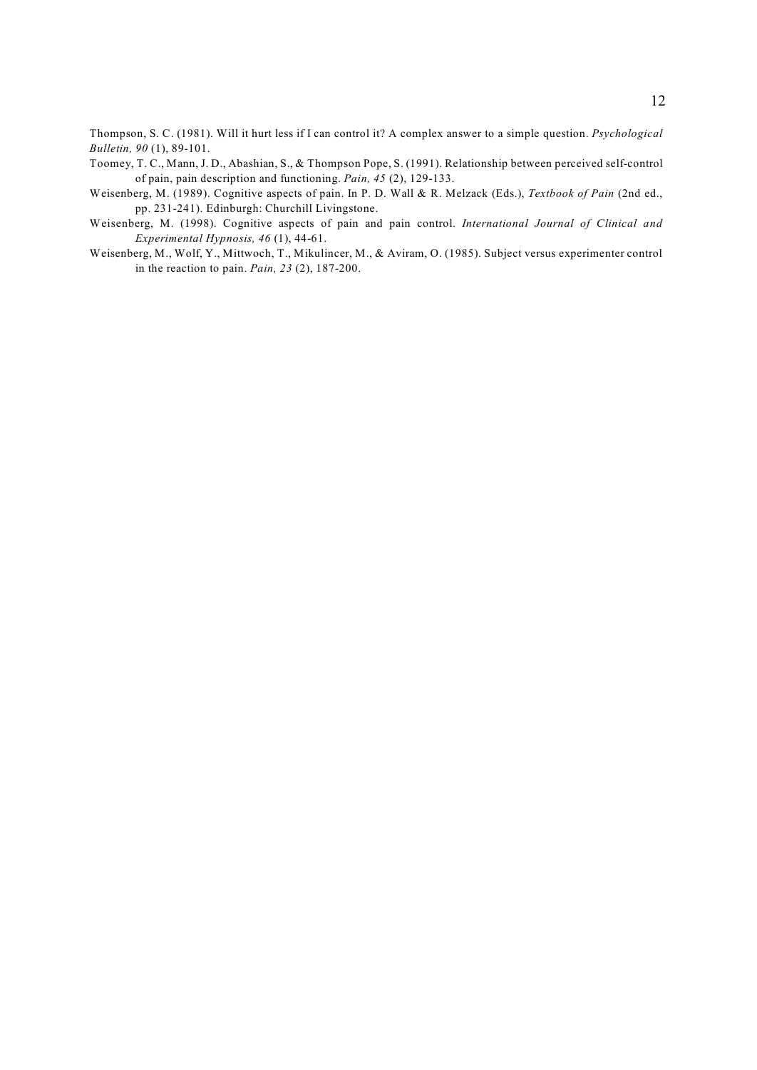Thompson, S. C. (1981). Will it hurt less if I can control it? A complex answer to a simple question. *Psychological Bulletin, 90* (1), 89-101.

Toomey, T. C., Mann, J. D., Abashian, S., & Thompson Pope, S. (1991). Relationship between perceived self-control of pain, pain description and functioning. *Pain, 45* (2), 129-133.

Weisenberg, M. (1989). Cognitive aspects of pain. In P. D. Wall & R. Melzack (Eds.), *Textbook of Pain* (2nd ed., pp. 231-241). Edinburgh: Churchill Livingstone.

Weisenberg, M. (1998). Cognitive aspects of pain and pain control. *International Journal of Clinical and Experimental Hypnosis, 46* (1), 44-61.

Weisenberg, M., Wolf, Y., Mittwoch, T., Mikulincer, M., & Aviram, O. (1985). Subject versus experimenter control in the reaction to pain. *Pain, 23* (2), 187-200.